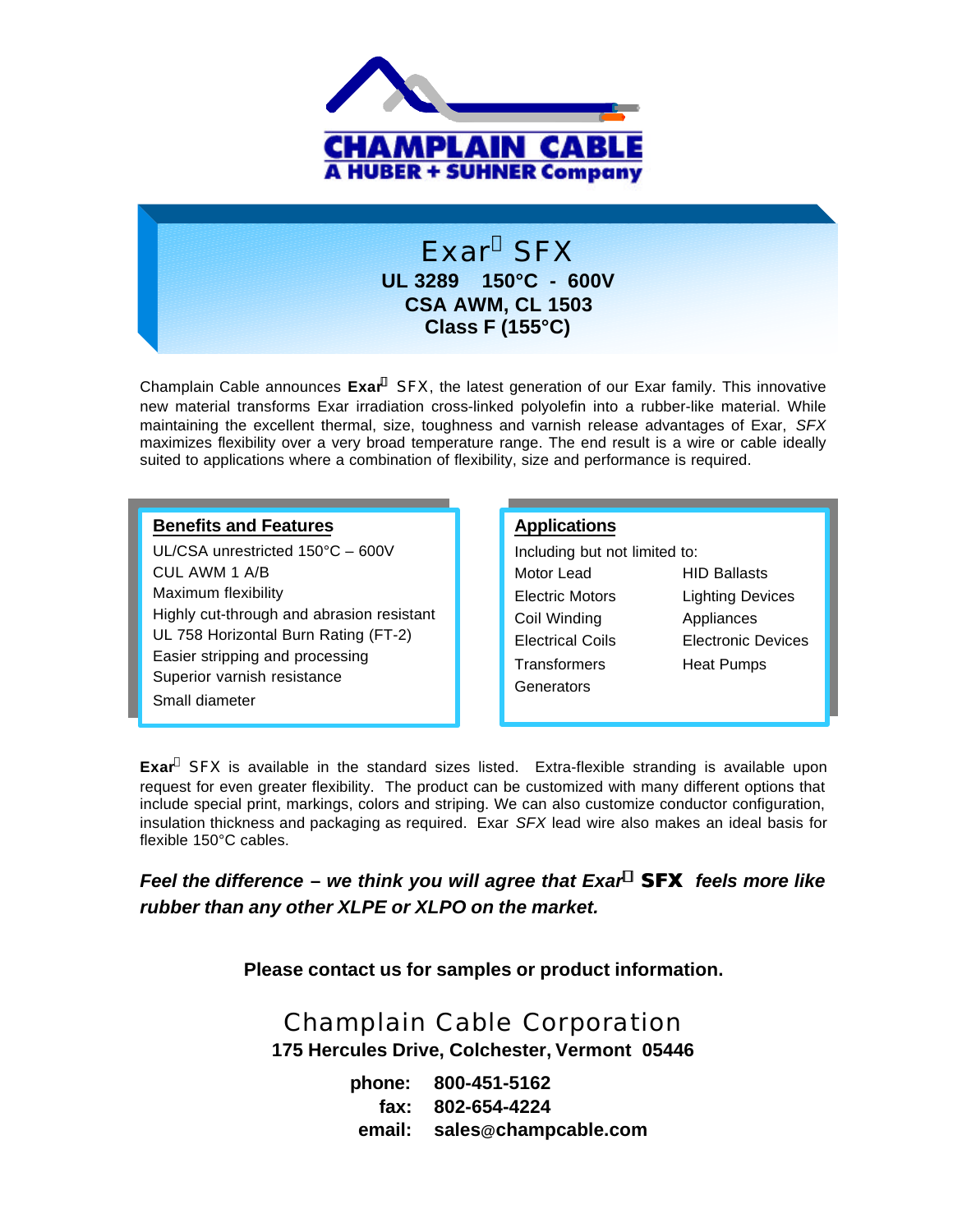# CHAMPLAIN CABLE
**A HUBER + SUHNER Company**

# Exar SFX

**UL 3289 150°C - 600V**
**CSA AWM, CL 1503**
**Class F (155°C)**

Champlain Cable announces **Exar** SFX, the latest generation of our Exar family. This innovative new material transforms Exar irradiation cross-linked polyolefin into a rubber-like material. While maintaining the excellent thermal, size, toughness and varnish release advantages of Exar, *SFX* maximizes flexibility over a very broad temperature range. The end result is a wire or cable ideally suited to applications where a combination of flexibility, size and performance is required.

## Benefits and Features

UL/CSA unrestricted 150°C – 600V
CUL AWM 1 A/B
Maximum flexibility
Highly cut-through and abrasion resistant
UL 758 Horizontal Burn Rating (FT-2)
Easier stripping and processing
Superior varnish resistance
Small diameter

## Applications

Including but not limited to:

- Motor Lead
- Electric Motors
- Coil Winding
- Electrical Coils
- Transformers
- Generators
- HID Ballasts
- Lighting Devices
- Appliances
- Electronic Devices
- Heat Pumps

**Exar** SFX is available in the standard sizes listed. Extra-flexible stranding is available upon request for even greater flexibility. The product can be customized with many different options that include special print, markings, colors and striping. We can also customize conductor configuration, insulation thickness and packaging as required. Exar *SFX* lead wire also makes an ideal basis for flexible 150°C cables.

***Feel the difference – we think you will agree that Exar* SFX *feels more like rubber than any other XLPE or XLPO on the market.***

**Please contact us for samples or product information.**

Champlain Cable Corporation
**175 Hercules Drive, Colchester, Vermont 05446**

**phone:** 800-451-5162
**fax:** 802-654-4224
**email:** sales@champcable.com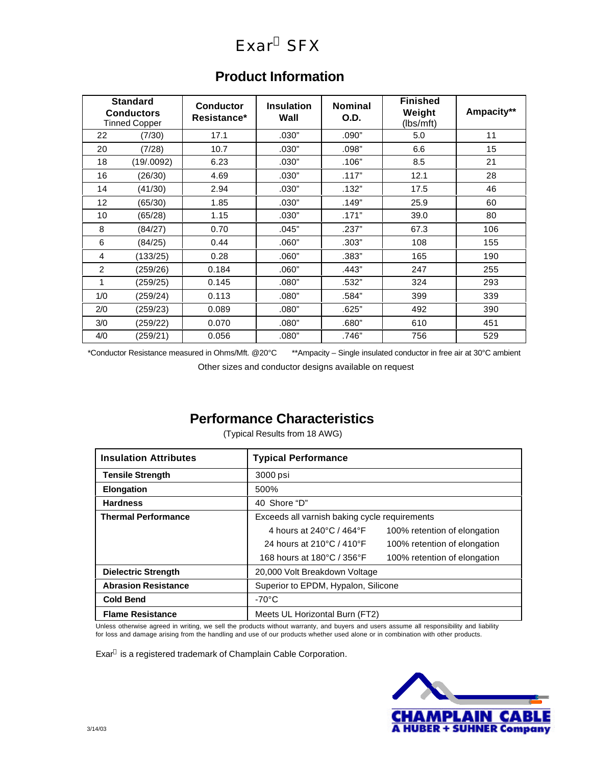# Exar SFX

## Product Information

| Standard Conductors Tinned Copper | | Conductor Resistance* | Insulation Wall | Nominal O.D. | Finished Weight (lbs/mft) | Ampacity** |
|---|---|---|---|---|---|---|
| 22 | (7/30) | 17.1 | .030" | .090" | 5.0 | 11 |
| 20 | (7/28) | 10.7 | .030" | .098" | 6.6 | 15 |
| 18 | (19/.0092) | 6.23 | .030" | .106" | 8.5 | 21 |
| 16 | (26/30) | 4.69 | .030" | .117" | 12.1 | 28 |
| 14 | (41/30) | 2.94 | .030" | .132" | 17.5 | 46 |
| 12 | (65/30) | 1.85 | .030" | .149" | 25.9 | 60 |
| 10 | (65/28) | 1.15 | .030" | .171" | 39.0 | 80 |
| 8 | (84/27) | 0.70 | .045" | .237" | 67.3 | 106 |
| 6 | (84/25) | 0.44 | .060" | .303" | 108 | 155 |
| 4 | (133/25) | 0.28 | .060" | .383" | 165 | 190 |
| 2 | (259/26) | 0.184 | .060" | .443" | 247 | 255 |
| 1 | (259/25) | 0.145 | .080" | .532" | 324 | 293 |
| 1/0 | (259/24) | 0.113 | .080" | .584" | 399 | 339 |
| 2/0 | (259/23) | 0.089 | .080" | .625" | 492 | 390 |
| 3/0 | (259/22) | 0.070 | .080" | .680" | 610 | 451 |
| 4/0 | (259/21) | 0.056 | .080" | .746" | 756 | 529 |

*Conductor Resistance measured in Ohms/Mft. @20°C **Ampacity – Single insulated conductor in free air at 30°C ambient

Other sizes and conductor designs available on request

## Performance Characteristics

(Typical Results from 18 AWG)

| Insulation Attributes | Typical Performance | |
|---|---|---|
| Tensile Strength | 3000 psi | |
| Elongation | 500% | |
| Hardness | 40 Shore "D" | |
| Thermal Performance | Exceeds all varnish baking cycle requirements | |
| | 4 hours at 240°C / 464°F | 100% retention of elongation |
| | 24 hours at 210°C / 410°F | 100% retention of elongation |
| | 168 hours at 180°C / 356°F | 100% retention of elongation |
| Dielectric Strength | 20,000 Volt Breakdown Voltage | |
| Abrasion Resistance | Superior to EPDM, Hypalon, Silicone | |
| Cold Bend | -70°C | |
| Flame Resistance | Meets UL Horizontal Burn (FT2) | |

Unless otherwise agreed in writing, we sell the products without warranty, and buyers and users assume all responsibility and liability for loss and damage arising from the handling and use of our products whether used alone or in combination with other products.

Exar is a registered trademark of Champlain Cable Corporation.

CHAMPLAIN CABLE
A HUBER + SUHNER Company

3/14/03